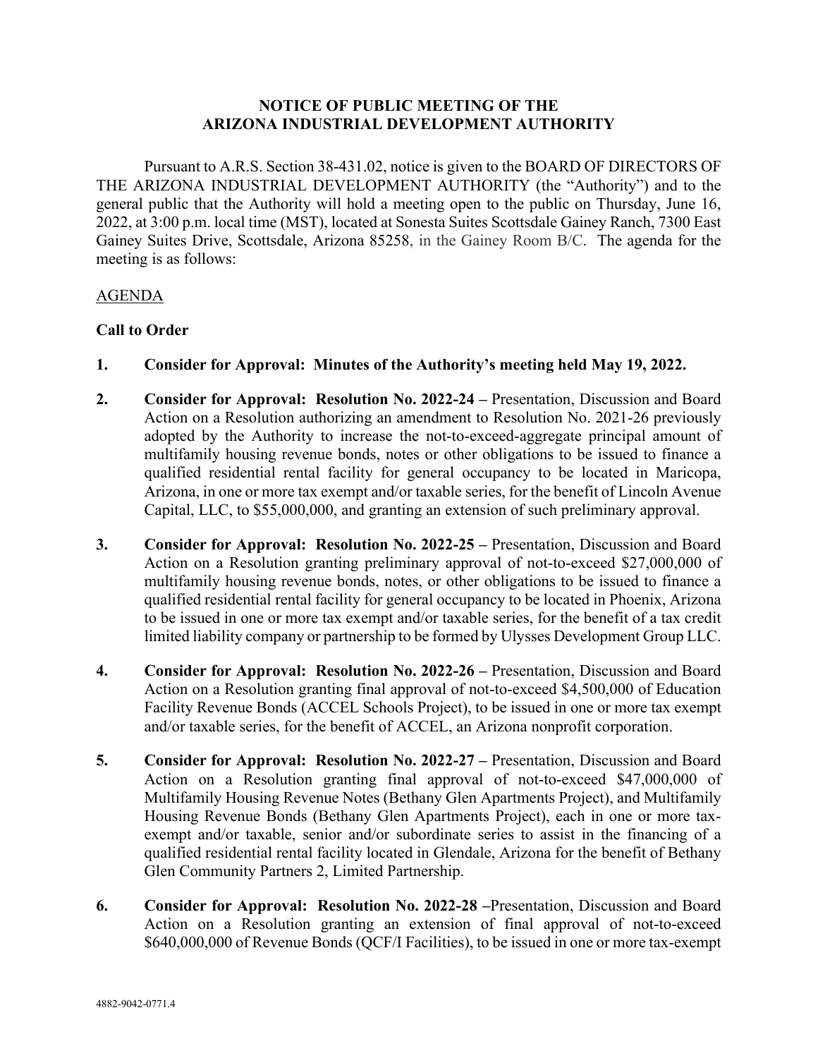**NOTICE OF PUBLIC MEETING OF THE ARIZONA INDUSTRIAL DEVELOPMENT AUTHORITY**

Pursuant to A.R.S. Section 38-431.02, notice is given to the BOARD OF DIRECTORS OF THE ARIZONA INDUSTRIAL DEVELOPMENT AUTHORITY (the "Authority") and to the general public that the Authority will hold a meeting open to the public on Thursday, June 16, 2022, at 3:00 p.m. local time (MST), located at Sonesta Suites Scottsdale Gainey Ranch, 7300 East Gainey Suites Drive, Scottsdale, Arizona 85258, in the Gainey Room B/C. The agenda for the meeting is as follows:

AGENDA

**Call to Order**

1. **Consider for Approval: Minutes of the Authority's meeting held May 19, 2022.**

2. **Consider for Approval: Resolution No. 2022-24 –** Presentation, Discussion and Board Action on a Resolution authorizing an amendment to Resolution No. 2021-26 previously adopted by the Authority to increase the not-to-exceed-aggregate principal amount of multifamily housing revenue bonds, notes or other obligations to be issued to finance a qualified residential rental facility for general occupancy to be located in Maricopa, Arizona, in one or more tax exempt and/or taxable series, for the benefit of Lincoln Avenue Capital, LLC, to $55,000,000, and granting an extension of such preliminary approval.

3. **Consider for Approval: Resolution No. 2022-25 –** Presentation, Discussion and Board Action on a Resolution granting preliminary approval of not-to-exceed $27,000,000 of multifamily housing revenue bonds, notes, or other obligations to be issued to finance a qualified residential rental facility for general occupancy to be located in Phoenix, Arizona to be issued in one or more tax exempt and/or taxable series, for the benefit of a tax credit limited liability company or partnership to be formed by Ulysses Development Group LLC.

4. **Consider for Approval: Resolution No. 2022-26 –** Presentation, Discussion and Board Action on a Resolution granting final approval of not-to-exceed $4,500,000 of Education Facility Revenue Bonds (ACCEL Schools Project), to be issued in one or more tax exempt and/or taxable series, for the benefit of ACCEL, an Arizona nonprofit corporation.

5. **Consider for Approval: Resolution No. 2022-27 –** Presentation, Discussion and Board Action on a Resolution granting final approval of not-to-exceed $47,000,000 of Multifamily Housing Revenue Notes (Bethany Glen Apartments Project), and Multifamily Housing Revenue Bonds (Bethany Glen Apartments Project), each in one or more tax-exempt and/or taxable, senior and/or subordinate series to assist in the financing of a qualified residential rental facility located in Glendale, Arizona for the benefit of Bethany Glen Community Partners 2, Limited Partnership.

6. **Consider for Approval: Resolution No. 2022-28 –**Presentation, Discussion and Board Action on a Resolution granting an extension of final approval of not-to-exceed $640,000,000 of Revenue Bonds (QCF/I Facilities), to be issued in one or more tax-exempt

4882-9042-0771.4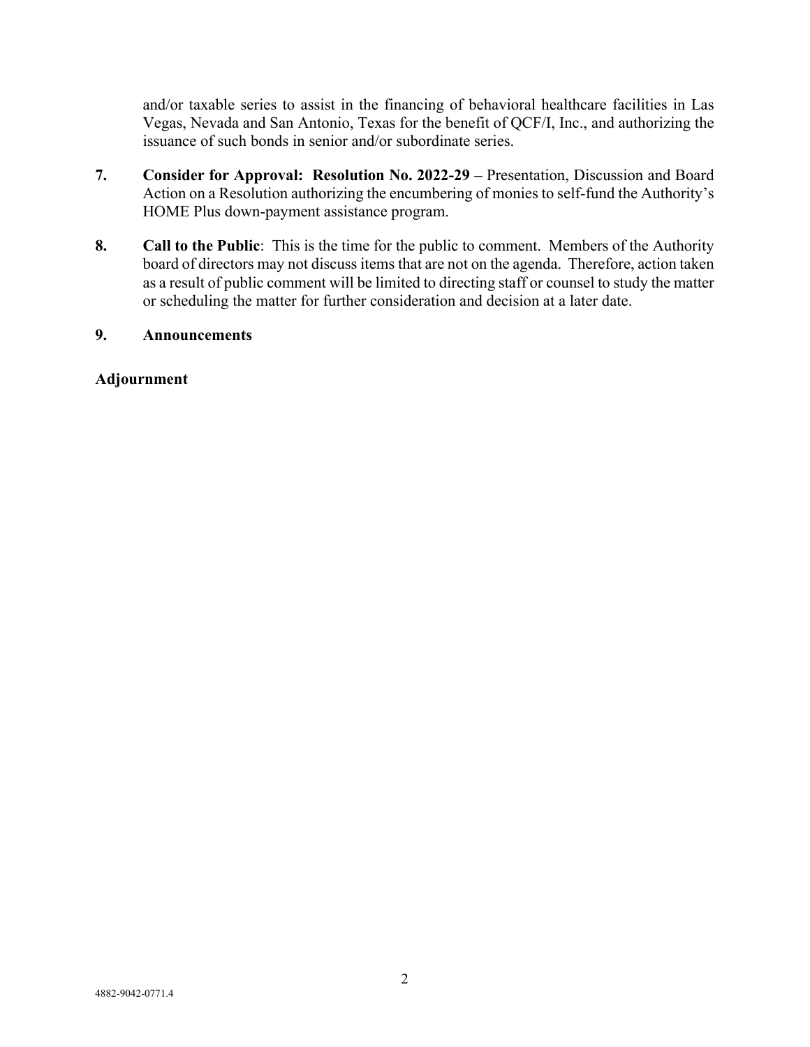and/or taxable series to assist in the financing of behavioral healthcare facilities in Las Vegas, Nevada and San Antonio, Texas for the benefit of QCF/I, Inc., and authorizing the issuance of such bonds in senior and/or subordinate series.

7. **Consider for Approval: Resolution No. 2022-29 –** Presentation, Discussion and Board Action on a Resolution authorizing the encumbering of monies to self-fund the Authority's HOME Plus down-payment assistance program.

8. **Call to the Public**: This is the time for the public to comment. Members of the Authority board of directors may not discuss items that are not on the agenda. Therefore, action taken as a result of public comment will be limited to directing staff or counsel to study the matter or scheduling the matter for further consideration and decision at a later date.

9. **Announcements**

**Adjournment**

4882-9042-0771.4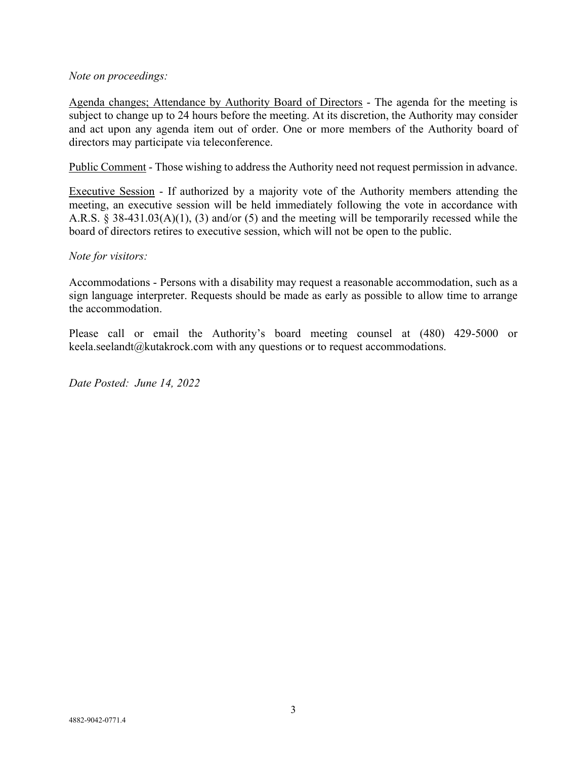*Note on proceedings:*

Agenda changes; Attendance by Authority Board of Directors - The agenda for the meeting is subject to change up to 24 hours before the meeting. At its discretion, the Authority may consider and act upon any agenda item out of order. One or more members of the Authority board of directors may participate via teleconference.

Public Comment - Those wishing to address the Authority need not request permission in advance.

Executive Session - If authorized by a majority vote of the Authority members attending the meeting, an executive session will be held immediately following the vote in accordance with A.R.S. § 38-431.03(A)(1), (3) and/or (5) and the meeting will be temporarily recessed while the board of directors retires to executive session, which will not be open to the public.

*Note for visitors:*

Accommodations - Persons with a disability may request a reasonable accommodation, such as a sign language interpreter. Requests should be made as early as possible to allow time to arrange the accommodation.

Please call or email the Authority's board meeting counsel at (480) 429-5000 or keela.seelandt@kutakrock.com with any questions or to request accommodations.

*Date Posted: June 14, 2022*

4882-9042-0771.4